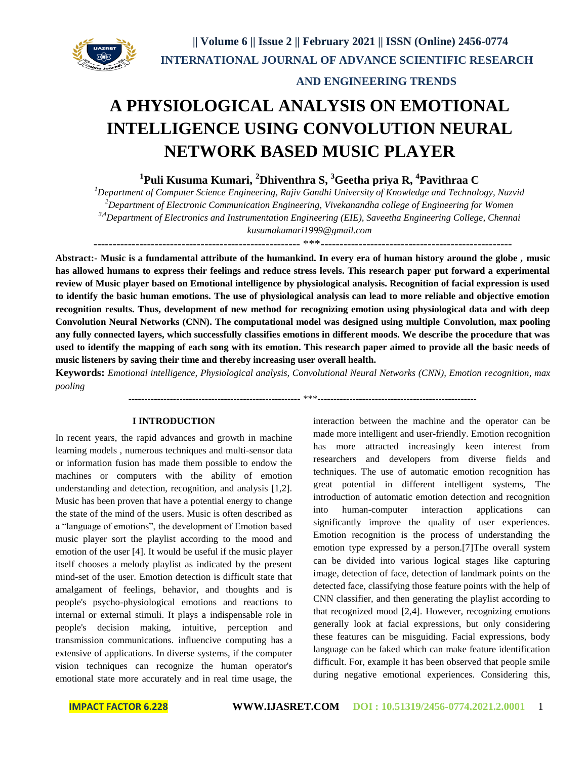# A PHYSIOLOGICAL ANALYSIS ON EMOTIONAL INTELLIGENCE USING CONVOLUTION NEURAL NETWORK BASED MUSIC PLAYER

**[1]Puli Kusuma Kumari, [2]Dhiventhra S, [3]Geetha priya R, [4]Pavithraa C**

*[1]Department of Computer Science Engineering, Rajiv Gandhi University of Knowledge and Technology, Nuzvid*
*[2]Department of Electronic Communication Engineering, Vivekanandha college of Engineering for Women*
*[3,4]Department of Electronics and Instrumentation Engineering (EIE), Saveetha Engineering College, Chennai*
*kusumakumari1999@gmail.com*

------------------------------------------------------ ***------------------------------------------------------

**Abstract:- Music is a fundamental attribute of the humankind. In every era of human history around the globe , music has allowed humans to express their feelings and reduce stress levels. This research paper put forward a experimental review of Music player based on Emotional intelligence by physiological analysis. Recognition of facial expression is used to identify the basic human emotions. The use of physiological analysis can lead to more reliable and objective emotion recognition results. Thus, development of new method for recognizing emotion using physiological data and with deep Convolution Neural Networks (CNN). The computational model was designed using multiple Convolution, max pooling any fully connected layers, which successfully classifies emotions in different moods. We describe the procedure that was used to identify the mapping of each song with its emotion. This research paper aimed to provide all the basic needs of music listeners by saving their time and thereby increasing user overall health.**

**Keywords:** *Emotional intelligence, Physiological analysis, Convolutional Neural Networks (CNN), Emotion recognition, max pooling*

------------------------------------------------------ ***------------------------------------------------------

## I INTRODUCTION

In recent years, the rapid advances and growth in machine learning models , numerous techniques and multi-sensor data or information fusion has made them possible to endow the machines or computers with the ability of emotion understanding and detection, recognition, and analysis [1,2]. Music has been proven that have a potential energy to change the state of the mind of the users. Music is often described as a "language of emotions", the development of Emotion based music player sort the playlist according to the mood and emotion of the user [4]. It would be useful if the music player itself chooses a melody playlist as indicated by the present mind-set of the user. Emotion detection is difficult state that amalgament of feelings, behavior, and thoughts and is people's psycho-physiological emotions and reactions to internal or external stimuli. It plays a indispensable role in people's decision making, intuitive, perception and transmission communications. influencive computing has a extensive of applications. In diverse systems, if the computer vision techniques can recognize the human operator's emotional state more accurately and in real time usage, the interaction between the machine and the operator can be made more intelligent and user-friendly. Emotion recognition has more attracted increasingly keen interest from researchers and developers from diverse fields and techniques. The use of automatic emotion recognition has great potential in different intelligent systems, The introduction of automatic emotion detection and recognition into human-computer interaction applications can significantly improve the quality of user experiences. Emotion recognition is the process of understanding the emotion type expressed by a person.[7]The overall system can be divided into various logical stages like capturing image, detection of face, detection of landmark points on the detected face, classifying those feature points with the help of CNN classifier, and then generating the playlist according to that recognized mood [2,4]. However, recognizing emotions generally look at facial expressions, but only considering these features can be misguiding. Facial expressions, body language can be faked which can make feature identification difficult. For, example it has been observed that people smile during negative emotional experiences. Considering this,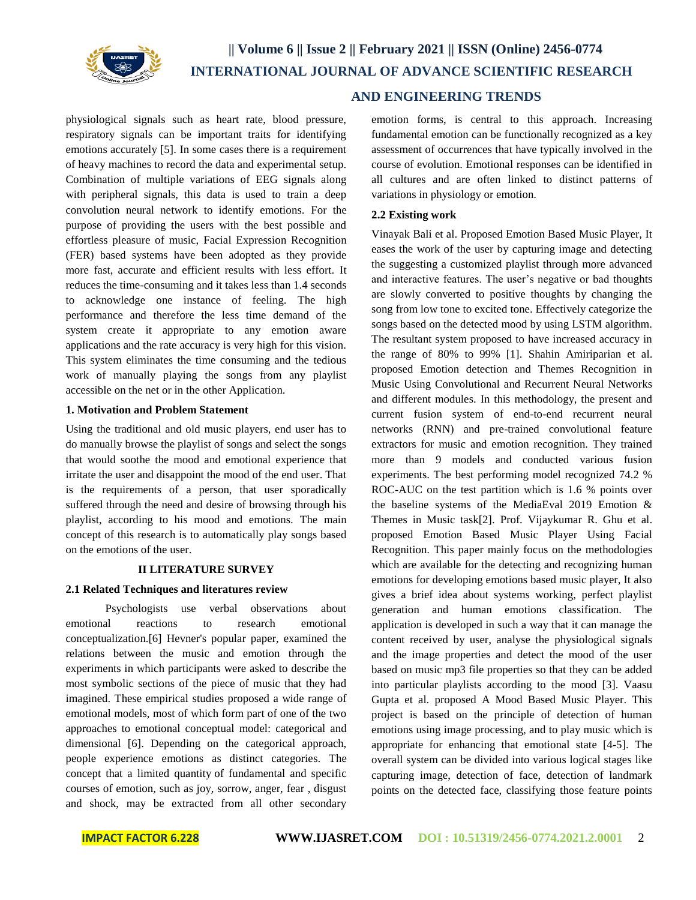physiological signals such as heart rate, blood pressure, respiratory signals can be important traits for identifying emotions accurately [5]. In some cases there is a requirement of heavy machines to record the data and experimental setup. Combination of multiple variations of EEG signals along with peripheral signals, this data is used to train a deep convolution neural network to identify emotions. For the purpose of providing the users with the best possible and effortless pleasure of music, Facial Expression Recognition (FER) based systems have been adopted as they provide more fast, accurate and efficient results with less effort. It reduces the time-consuming and it takes less than 1.4 seconds to acknowledge one instance of feeling. The high performance and therefore the less time demand of the system create it appropriate to any emotion aware applications and the rate accuracy is very high for this vision. This system eliminates the time consuming and the tedious work of manually playing the songs from any playlist accessible on the net or in the other Application.

### 1. Motivation and Problem Statement

Using the traditional and old music players, end user has to do manually browse the playlist of songs and select the songs that would soothe the mood and emotional experience that irritate the user and disappoint the mood of the end user. That is the requirements of a person, that user sporadically suffered through the need and desire of browsing through his playlist, according to his mood and emotions. The main concept of this research is to automatically play songs based on the emotions of the user.

## II LITERATURE SURVEY

### 2.1 Related Techniques and literatures review

Psychologists use verbal observations about emotional reactions to research emotional conceptualization.[6] Hevner's popular paper, examined the relations between the music and emotion through the experiments in which participants were asked to describe the most symbolic sections of the piece of music that they had imagined. These empirical studies proposed a wide range of emotional models, most of which form part of one of the two approaches to emotional conceptual model: categorical and dimensional [6]. Depending on the categorical approach, people experience emotions as distinct categories. The concept that a limited quantity of fundamental and specific courses of emotion, such as joy, sorrow, anger, fear , disgust and shock, may be extracted from all other secondary emotion forms, is central to this approach. Increasing fundamental emotion can be functionally recognized as a key assessment of occurrences that have typically involved in the course of evolution. Emotional responses can be identified in all cultures and are often linked to distinct patterns of variations in physiology or emotion.

### 2.2 Existing work

Vinayak Bali et al. Proposed Emotion Based Music Player, It eases the work of the user by capturing image and detecting the suggesting a customized playlist through more advanced and interactive features. The user's negative or bad thoughts are slowly converted to positive thoughts by changing the song from low tone to excited tone. Effectively categorize the songs based on the detected mood by using LSTM algorithm. The resultant system proposed to have increased accuracy in the range of 80% to 99% [1]. Shahin Amiriparian et al. proposed Emotion detection and Themes Recognition in Music Using Convolutional and Recurrent Neural Networks and different modules. In this methodology, the present and current fusion system of end-to-end recurrent neural networks (RNN) and pre-trained convolutional feature extractors for music and emotion recognition. They trained more than 9 models and conducted various fusion experiments. The best performing model recognized 74.2 % ROC-AUC on the test partition which is 1.6 % points over the baseline systems of the MediaEval 2019 Emotion & Themes in Music task[2]. Prof. Vijaykumar R. Ghu et al. proposed Emotion Based Music Player Using Facial Recognition. This paper mainly focus on the methodologies which are available for the detecting and recognizing human emotions for developing emotions based music player, It also gives a brief idea about systems working, perfect playlist generation and human emotions classification. The application is developed in such a way that it can manage the content received by user, analyse the physiological signals and the image properties and detect the mood of the user based on music mp3 file properties so that they can be added into particular playlists according to the mood [3]. Vaasu Gupta et al. proposed A Mood Based Music Player. This project is based on the principle of detection of human emotions using image processing, and to play music which is appropriate for enhancing that emotional state [4-5]. The overall system can be divided into various logical stages like capturing image, detection of face, detection of landmark points on the detected face, classifying those feature points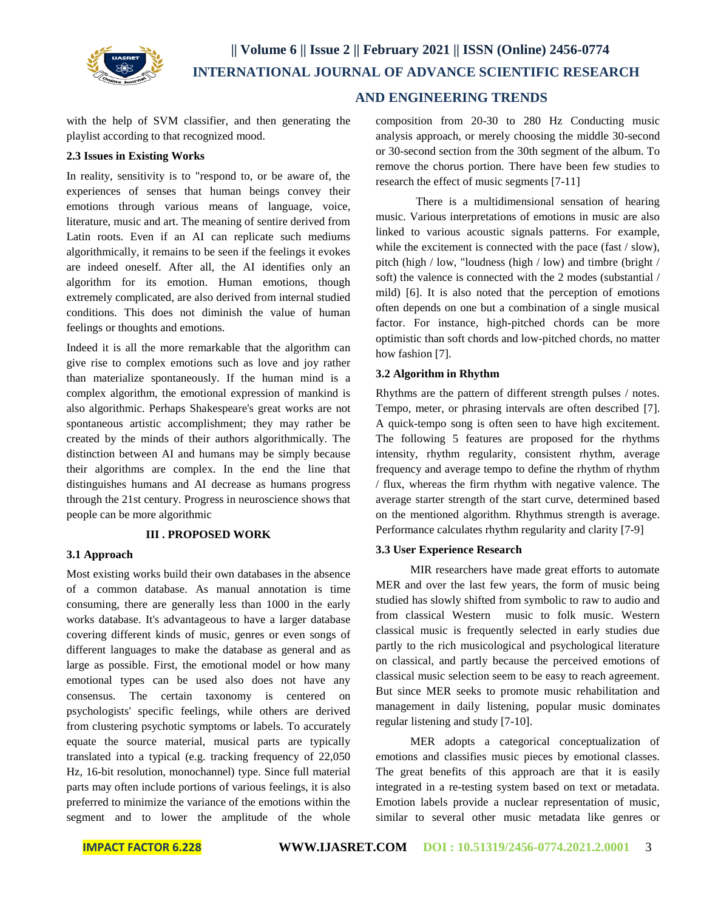with the help of SVM classifier, and then generating the playlist according to that recognized mood.

### 2.3 Issues in Existing Works

In reality, sensitivity is to "respond to, or be aware of, the experiences of senses that human beings convey their emotions through various means of language, voice, literature, music and art. The meaning of sentire derived from Latin roots. Even if an AI can replicate such mediums algorithmically, it remains to be seen if the feelings it evokes are indeed oneself. After all, the AI identifies only an algorithm for its emotion. Human emotions, though extremely complicated, are also derived from internal studied conditions. This does not diminish the value of human feelings or thoughts and emotions.

Indeed it is all the more remarkable that the algorithm can give rise to complex emotions such as love and joy rather than materialize spontaneously. If the human mind is a complex algorithm, the emotional expression of mankind is also algorithmic. Perhaps Shakespeare's great works are not spontaneous artistic accomplishment; they may rather be created by the minds of their authors algorithmically. The distinction between AI and humans may be simply because their algorithms are complex. In the end the line that distinguishes humans and AI decrease as humans progress through the 21st century. Progress in neuroscience shows that people can be more algorithmic

## III . PROPOSED WORK

### 3.1 Approach

Most existing works build their own databases in the absence of a common database. As manual annotation is time consuming, there are generally less than 1000 in the early works database. It's advantageous to have a larger database covering different kinds of music, genres or even songs of different languages to make the database as general and as large as possible. First, the emotional model or how many emotional types can be used also does not have any consensus. The certain taxonomy is centered on psychologists' specific feelings, while others are derived from clustering psychotic symptoms or labels. To accurately equate the source material, musical parts are typically translated into a typical (e.g. tracking frequency of 22,050 Hz, 16-bit resolution, monochannel) type. Since full material parts may often include portions of various feelings, it is also preferred to minimize the variance of the emotions within the segment and to lower the amplitude of the whole composition from 20-30 to 280 Hz Conducting music analysis approach, or merely choosing the middle 30-second or 30-second section from the 30th segment of the album. To remove the chorus portion. There have been few studies to research the effect of music segments [7-11]

There is a multidimensional sensation of hearing music. Various interpretations of emotions in music are also linked to various acoustic signals patterns. For example, while the excitement is connected with the pace (fast / slow), pitch (high / low, "loudness (high / low) and timbre (bright / soft) the valence is connected with the 2 modes (substantial / mild) [6]. It is also noted that the perception of emotions often depends on one but a combination of a single musical factor. For instance, high-pitched chords can be more optimistic than soft chords and low-pitched chords, no matter how fashion [7].

### 3.2 Algorithm in Rhythm

Rhythms are the pattern of different strength pulses / notes. Tempo, meter, or phrasing intervals are often described [7]. A quick-tempo song is often seen to have high excitement. The following 5 features are proposed for the rhythms intensity, rhythm regularity, consistent rhythm, average frequency and average tempo to define the rhythm of rhythm / flux, whereas the firm rhythm with negative valence. The average starter strength of the start curve, determined based on the mentioned algorithm. Rhythmus strength is average. Performance calculates rhythm regularity and clarity [7-9]

### 3.3 User Experience Research

MIR researchers have made great efforts to automate MER and over the last few years, the form of music being studied has slowly shifted from symbolic to raw to audio and from classical Western music to folk music. Western classical music is frequently selected in early studies due partly to the rich musicological and psychological literature on classical, and partly because the perceived emotions of classical music selection seem to be easy to reach agreement. But since MER seeks to promote music rehabilitation and management in daily listening, popular music dominates regular listening and study [7-10].

MER adopts a categorical conceptualization of emotions and classifies music pieces by emotional classes. The great benefits of this approach are that it is easily integrated in a re-testing system based on text or metadata. Emotion labels provide a nuclear representation of music, similar to several other music metadata like genres or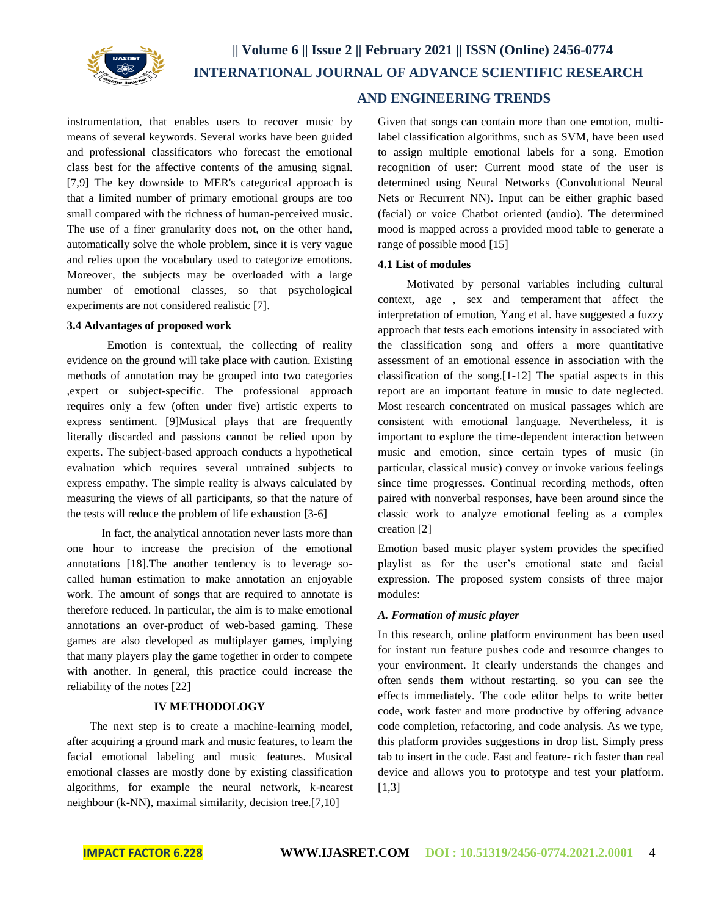instrumentation, that enables users to recover music by means of several keywords. Several works have been guided and professional classificators who forecast the emotional class best for the affective contents of the amusing signal. [7,9] The key downside to MER's categorical approach is that a limited number of primary emotional groups are too small compared with the richness of human-perceived music. The use of a finer granularity does not, on the other hand, automatically solve the whole problem, since it is very vague and relies upon the vocabulary used to categorize emotions. Moreover, the subjects may be overloaded with a large number of emotional classes, so that psychological experiments are not considered realistic [7].

### 3.4 Advantages of proposed work

Emotion is contextual, the collecting of reality evidence on the ground will take place with caution. Existing methods of annotation may be grouped into two categories ,expert or subject-specific. The professional approach requires only a few (often under five) artistic experts to express sentiment. [9]Musical plays that are frequently literally discarded and passions cannot be relied upon by experts. The subject-based approach conducts a hypothetical evaluation which requires several untrained subjects to express empathy. The simple reality is always calculated by measuring the views of all participants, so that the nature of the tests will reduce the problem of life exhaustion [3-6]

In fact, the analytical annotation never lasts more than one hour to increase the precision of the emotional annotations [18].The another tendency is to leverage so-called human estimation to make annotation an enjoyable work. The amount of songs that are required to annotate is therefore reduced. In particular, the aim is to make emotional annotations an over-product of web-based gaming. These games are also developed as multiplayer games, implying that many players play the game together in order to compete with another. In general, this practice could increase the reliability of the notes [22]

## IV METHODOLOGY

The next step is to create a machine-learning model, after acquiring a ground mark and music features, to learn the facial emotional labeling and music features. Musical emotional classes are mostly done by existing classification algorithms, for example the neural network, k-nearest neighbour (k-NN), maximal similarity, decision tree.[7,10]

Given that songs can contain more than one emotion, multi-label classification algorithms, such as SVM, have been used to assign multiple emotional labels for a song. Emotion recognition of user: Current mood state of the user is determined using Neural Networks (Convolutional Neural Nets or Recurrent NN). Input can be either graphic based (facial) or voice Chatbot oriented (audio). The determined mood is mapped across a provided mood table to generate a range of possible mood [15]

### 4.1 List of modules

Motivated by personal variables including cultural context, age , sex and temperament that affect the interpretation of emotion, Yang et al. have suggested a fuzzy approach that tests each emotions intensity in associated with the classification song and offers a more quantitative assessment of an emotional essence in association with the classification of the song.[1-12] The spatial aspects in this report are an important feature in music to date neglected. Most research concentrated on musical passages which are consistent with emotional language. Nevertheless, it is important to explore the time-dependent interaction between music and emotion, since certain types of music (in particular, classical music) convey or invoke various feelings since time progresses. Continual recording methods, often paired with nonverbal responses, have been around since the classic work to analyze emotional feeling as a complex creation [2]

Emotion based music player system provides the specified playlist as for the user's emotional state and facial expression. The proposed system consists of three major modules:

#### *A. Formation of music player*

In this research, online platform environment has been used for instant run feature pushes code and resource changes to your environment. It clearly understands the changes and often sends them without restarting. so you can see the effects immediately. The code editor helps to write better code, work faster and more productive by offering advance code completion, refactoring, and code analysis. As we type, this platform provides suggestions in drop list. Simply press tab to insert in the code. Fast and feature- rich faster than real device and allows you to prototype and test your platform. [1,3]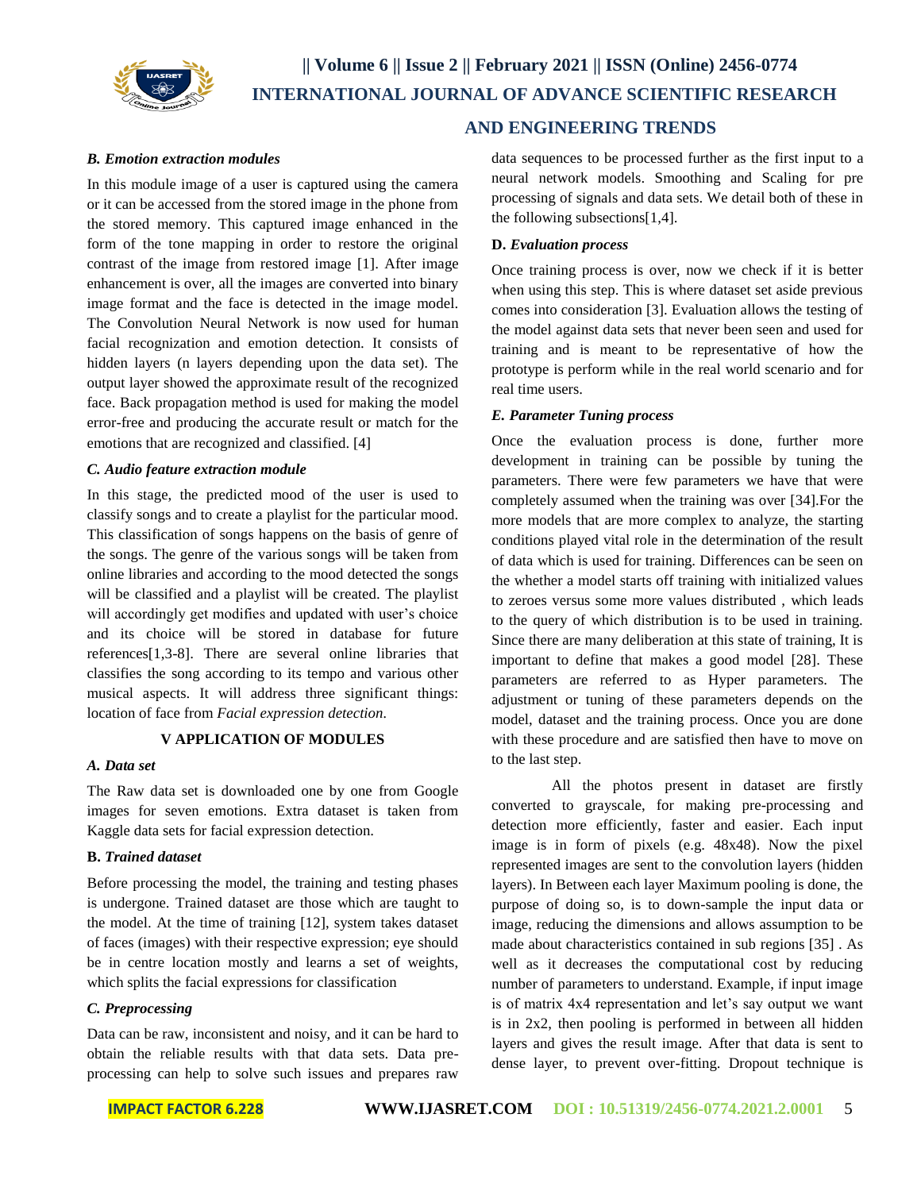### *B. Emotion extraction modules*

In this module image of a user is captured using the camera or it can be accessed from the stored image in the phone from the stored memory. This captured image enhanced in the form of the tone mapping in order to restore the original contrast of the image from restored image [1]. After image enhancement is over, all the images are converted into binary image format and the face is detected in the image model. The Convolution Neural Network is now used for human facial recognization and emotion detection. It consists of hidden layers (n layers depending upon the data set). The output layer showed the approximate result of the recognized face. Back propagation method is used for making the model error-free and producing the accurate result or match for the emotions that are recognized and classified. [4]

### *C. Audio feature extraction module*

In this stage, the predicted mood of the user is used to classify songs and to create a playlist for the particular mood. This classification of songs happens on the basis of genre of the songs. The genre of the various songs will be taken from online libraries and according to the mood detected the songs will be classified and a playlist will be created. The playlist will accordingly get modifies and updated with user's choice and its choice will be stored in database for future references[1,3-8]. There are several online libraries that classifies the song according to its tempo and various other musical aspects. It will address three significant things: location of face from *Facial expression detection*.

## V APPLICATION OF MODULES

### *A. Data set*

The Raw data set is downloaded one by one from Google images for seven emotions. Extra dataset is taken from Kaggle data sets for facial expression detection.

### B. *Trained dataset*

Before processing the model, the training and testing phases is undergone. Trained dataset are those which are taught to the model. At the time of training [12], system takes dataset of faces (images) with their respective expression; eye should be in centre location mostly and learns a set of weights, which splits the facial expressions for classification

### *C. Preprocessing*

Data can be raw, inconsistent and noisy, and it can be hard to obtain the reliable results with that data sets. Data pre-processing can help to solve such issues and prepares raw data sequences to be processed further as the first input to a neural network models. Smoothing and Scaling for pre processing of signals and data sets. We detail both of these in the following subsections[1,4].

### D. *Evaluation process*

Once training process is over, now we check if it is better when using this step. This is where dataset set aside previous comes into consideration [3]. Evaluation allows the testing of the model against data sets that never been seen and used for training and is meant to be representative of how the prototype is perform while in the real world scenario and for real time users.

### *E. Parameter Tuning process*

Once the evaluation process is done, further more development in training can be possible by tuning the parameters. There were few parameters we have that were completely assumed when the training was over [34].For the more models that are more complex to analyze, the starting conditions played vital role in the determination of the result of data which is used for training. Differences can be seen on the whether a model starts off training with initialized values to zeroes versus some more values distributed , which leads to the query of which distribution is to be used in training. Since there are many deliberation at this state of training, It is important to define that makes a good model [28]. These parameters are referred to as Hyper parameters. The adjustment or tuning of these parameters depends on the model, dataset and the training process. Once you are done with these procedure and are satisfied then have to move on to the last step.

All the photos present in dataset are firstly converted to grayscale, for making pre-processing and detection more efficiently, faster and easier. Each input image is in form of pixels (e.g. 48x48). Now the pixel represented images are sent to the convolution layers (hidden layers). In Between each layer Maximum pooling is done, the purpose of doing so, is to down-sample the input data or image, reducing the dimensions and allows assumption to be made about characteristics contained in sub regions [35] . As well as it decreases the computational cost by reducing number of parameters to understand. Example, if input image is of matrix 4x4 representation and let's say output we want is in 2x2, then pooling is performed in between all hidden layers and gives the result image. After that data is sent to dense layer, to prevent over-fitting. Dropout technique is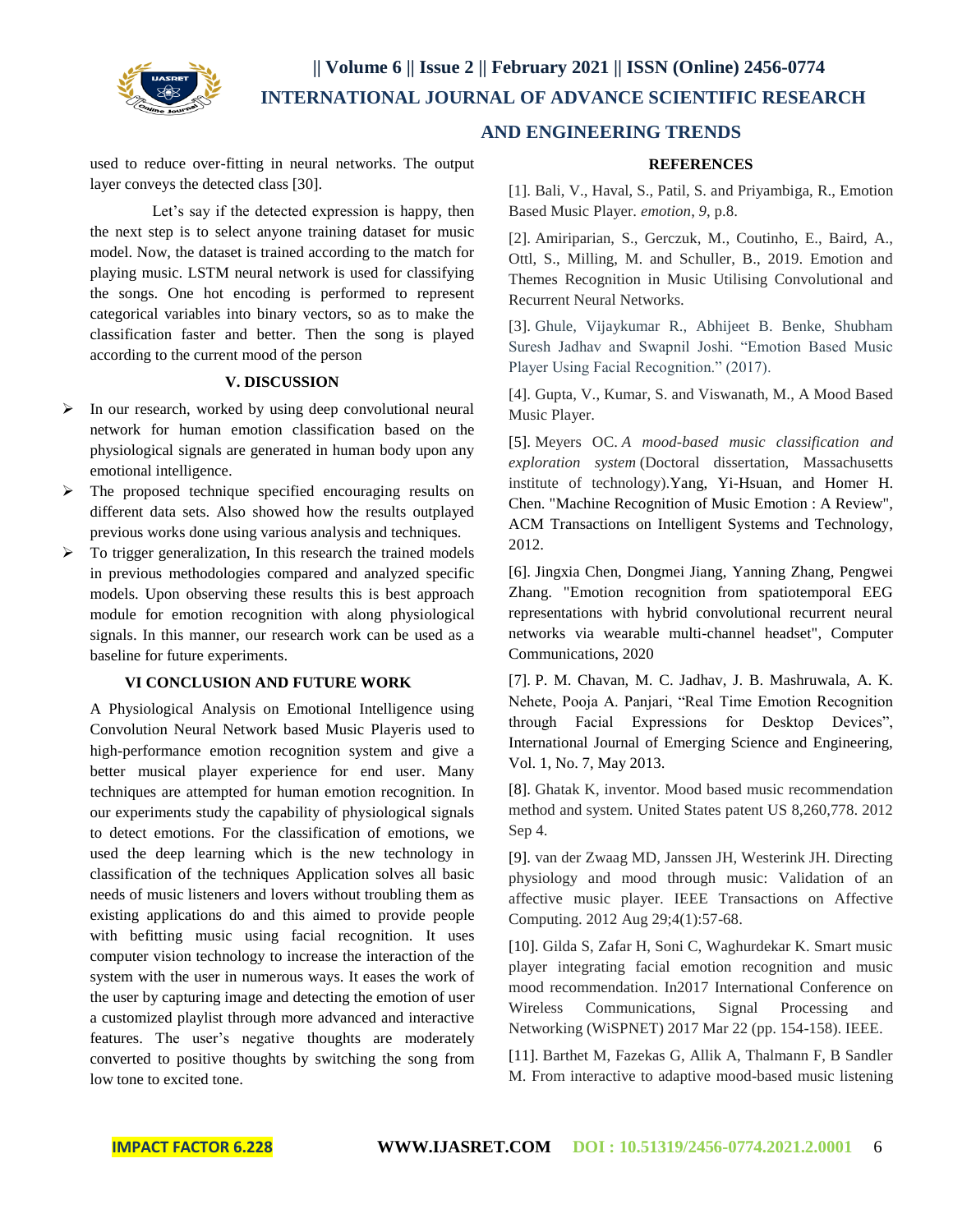used to reduce over-fitting in neural networks. The output layer conveys the detected class [30].

Let's say if the detected expression is happy, then the next step is to select anyone training dataset for music model. Now, the dataset is trained according to the match for playing music. LSTM neural network is used for classifying the songs. One hot encoding is performed to represent categorical variables into binary vectors, so as to make the classification faster and better. Then the song is played according to the current mood of the person

## V. DISCUSSION

- In our research, worked by using deep convolutional neural network for human emotion classification based on the physiological signals are generated in human body upon any emotional intelligence.
- The proposed technique specified encouraging results on different data sets. Also showed how the results outplayed previous works done using various analysis and techniques.
- To trigger generalization, In this research the trained models in previous methodologies compared and analyzed specific models. Upon observing these results this is best approach module for emotion recognition with along physiological signals. In this manner, our research work can be used as a baseline for future experiments.

## VI CONCLUSION AND FUTURE WORK

A Physiological Analysis on Emotional Intelligence using Convolution Neural Network based Music Playeris used to high-performance emotion recognition system and give a better musical player experience for end user. Many techniques are attempted for human emotion recognition. In our experiments study the capability of physiological signals to detect emotions. For the classification of emotions, we used the deep learning which is the new technology in classification of the techniques Application solves all basic needs of music listeners and lovers without troubling them as existing applications do and this aimed to provide people with befitting music using facial recognition. It uses computer vision technology to increase the interaction of the system with the user in numerous ways. It eases the work of the user by capturing image and detecting the emotion of user a customized playlist through more advanced and interactive features. The user's negative thoughts are moderately converted to positive thoughts by switching the song from low tone to excited tone.

## REFERENCES

[1]. Bali, V., Haval, S., Patil, S. and Priyambiga, R., Emotion Based Music Player. *emotion*, *9*, p.8.

[2]. Amiriparian, S., Gerczuk, M., Coutinho, E., Baird, A., Ottl, S., Milling, M. and Schuller, B., 2019. Emotion and Themes Recognition in Music Utilising Convolutional and Recurrent Neural Networks.

[3]. Ghule, Vijaykumar R., Abhijeet B. Benke, Shubham Suresh Jadhav and Swapnil Joshi. "Emotion Based Music Player Using Facial Recognition." (2017).

[4]. Gupta, V., Kumar, S. and Viswanath, M., A Mood Based Music Player.

[5]. Meyers OC. *A mood-based music classification and exploration system* (Doctoral dissertation, Massachusetts institute of technology).Yang, Yi-Hsuan, and Homer H. Chen. "Machine Recognition of Music Emotion : A Review", ACM Transactions on Intelligent Systems and Technology, 2012.

[6]. Jingxia Chen, Dongmei Jiang, Yanning Zhang, Pengwei Zhang. "Emotion recognition from spatiotemporal EEG representations with hybrid convolutional recurrent neural networks via wearable multi-channel headset", Computer Communications, 2020

[7]. P. M. Chavan, M. C. Jadhav, J. B. Mashruwala, A. K. Nehete, Pooja A. Panjari, "Real Time Emotion Recognition through Facial Expressions for Desktop Devices", International Journal of Emerging Science and Engineering, Vol. 1, No. 7, May 2013.

[8]. Ghatak K, inventor. Mood based music recommendation method and system. United States patent US 8,260,778. 2012 Sep 4.

[9]. van der Zwaag MD, Janssen JH, Westerink JH. Directing physiology and mood through music: Validation of an affective music player. IEEE Transactions on Affective Computing. 2012 Aug 29;4(1):57-68.

[10]. Gilda S, Zafar H, Soni C, Waghurdekar K. Smart music player integrating facial emotion recognition and music mood recommendation. In2017 International Conference on Wireless Communications, Signal Processing and Networking (WiSPNET) 2017 Mar 22 (pp. 154-158). IEEE.

[11]. Barthet M, Fazekas G, Allik A, Thalmann F, B Sandler M. From interactive to adaptive mood-based music listening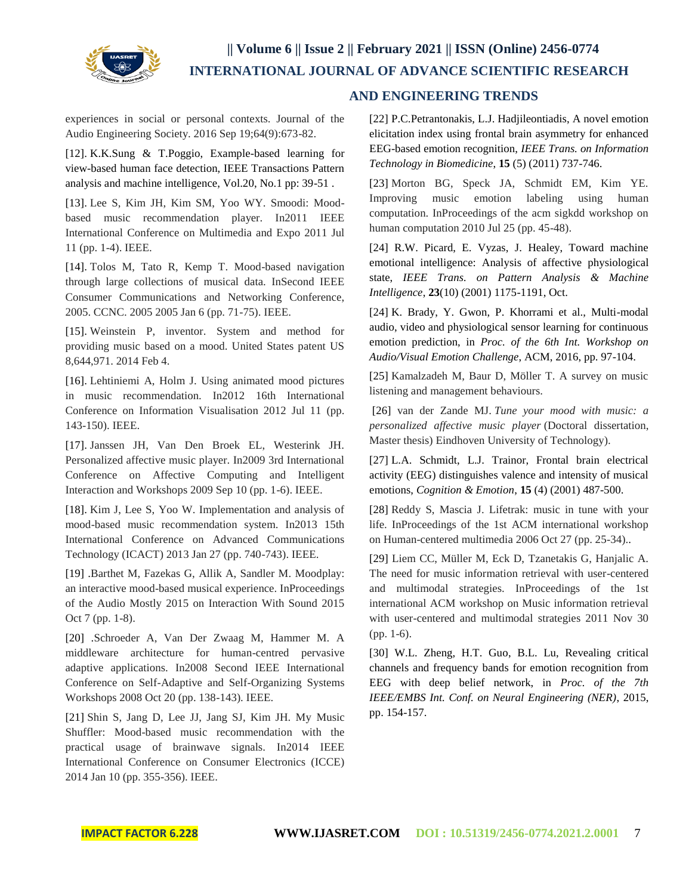experiences in social or personal contexts. Journal of the Audio Engineering Society. 2016 Sep 19;64(9):673-82.

[12]. K.K.Sung & T.Poggio, Example-based learning for view-based human face detection, IEEE Transactions Pattern analysis and machine intelligence, Vol.20, No.1 pp: 39-51 .

[13]. Lee S, Kim JH, Kim SM, Yoo WY. Smoodi: Mood-based music recommendation player. In2011 IEEE International Conference on Multimedia and Expo 2011 Jul 11 (pp. 1-4). IEEE.

[14]. Tolos M, Tato R, Kemp T. Mood-based navigation through large collections of musical data. InSecond IEEE Consumer Communications and Networking Conference, 2005. CCNC. 2005 2005 Jan 6 (pp. 71-75). IEEE.

[15]. Weinstein P, inventor. System and method for providing music based on a mood. United States patent US 8,644,971. 2014 Feb 4.

[16]. Lehtiniemi A, Holm J. Using animated mood pictures in music recommendation. In2012 16th International Conference on Information Visualisation 2012 Jul 11 (pp. 143-150). IEEE.

[17]. Janssen JH, Van Den Broek EL, Westerink JH. Personalized affective music player. In2009 3rd International Conference on Affective Computing and Intelligent Interaction and Workshops 2009 Sep 10 (pp. 1-6). IEEE.

[18]. Kim J, Lee S, Yoo W. Implementation and analysis of mood-based music recommendation system. In2013 15th International Conference on Advanced Communications Technology (ICACT) 2013 Jan 27 (pp. 740-743). IEEE.

[19] .Barthet M, Fazekas G, Allik A, Sandler M. Moodplay: an interactive mood-based musical experience. InProceedings of the Audio Mostly 2015 on Interaction With Sound 2015 Oct 7 (pp. 1-8).

[20] .Schroeder A, Van Der Zwaag M, Hammer M. A middleware architecture for human-centred pervasive adaptive applications. In2008 Second IEEE International Conference on Self-Adaptive and Self-Organizing Systems Workshops 2008 Oct 20 (pp. 138-143). IEEE.

[21] Shin S, Jang D, Lee JJ, Jang SJ, Kim JH. My Music Shuffler: Mood-based music recommendation with the practical usage of brainwave signals. In2014 IEEE International Conference on Consumer Electronics (ICCE) 2014 Jan 10 (pp. 355-356). IEEE.

[22] P.C.Petrantonakis, L.J. Hadjileontiadis, A novel emotion elicitation index using frontal brain asymmetry for enhanced EEG-based emotion recognition, *IEEE Trans. on Information Technology in Biomedicine*, **15** (5) (2011) 737-746.

[23] Morton BG, Speck JA, Schmidt EM, Kim YE. Improving music emotion labeling using human computation. InProceedings of the acm sigkdd workshop on human computation 2010 Jul 25 (pp. 45-48).

[24] R.W. Picard, E. Vyzas, J. Healey, Toward machine emotional intelligence: Analysis of affective physiological state, *IEEE Trans. on Pattern Analysis & Machine Intelligence*, **23**(10) (2001) 1175-1191, Oct.

[24] K. Brady, Y. Gwon, P. Khorrami et al., Multi-modal audio, video and physiological sensor learning for continuous emotion prediction, in *Proc. of the 6th Int. Workshop on Audio/Visual Emotion Challenge*, ACM, 2016, pp. 97-104.

[25] Kamalzadeh M, Baur D, Möller T. A survey on music listening and management behaviours.

[26] van der Zande MJ. *Tune your mood with music: a personalized affective music player* (Doctoral dissertation, Master thesis) Eindhoven University of Technology).

[27] L.A. Schmidt, L.J. Trainor, Frontal brain electrical activity (EEG) distinguishes valence and intensity of musical emotions, *Cognition & Emotion*, **15** (4) (2001) 487-500.

[28] Reddy S, Mascia J. Lifetrak: music in tune with your life. InProceedings of the 1st ACM international workshop on Human-centered multimedia 2006 Oct 27 (pp. 25-34)..

[29] Liem CC, Müller M, Eck D, Tzanetakis G, Hanjalic A. The need for music information retrieval with user-centered and multimodal strategies. InProceedings of the 1st international ACM workshop on Music information retrieval with user-centered and multimodal strategies 2011 Nov 30 (pp. 1-6).

[30] W.L. Zheng, H.T. Guo, B.L. Lu, Revealing critical channels and frequency bands for emotion recognition from EEG with deep belief network, in *Proc. of the 7th IEEE/EMBS Int. Conf. on Neural Engineering (NER)*, 2015, pp. 154-157.